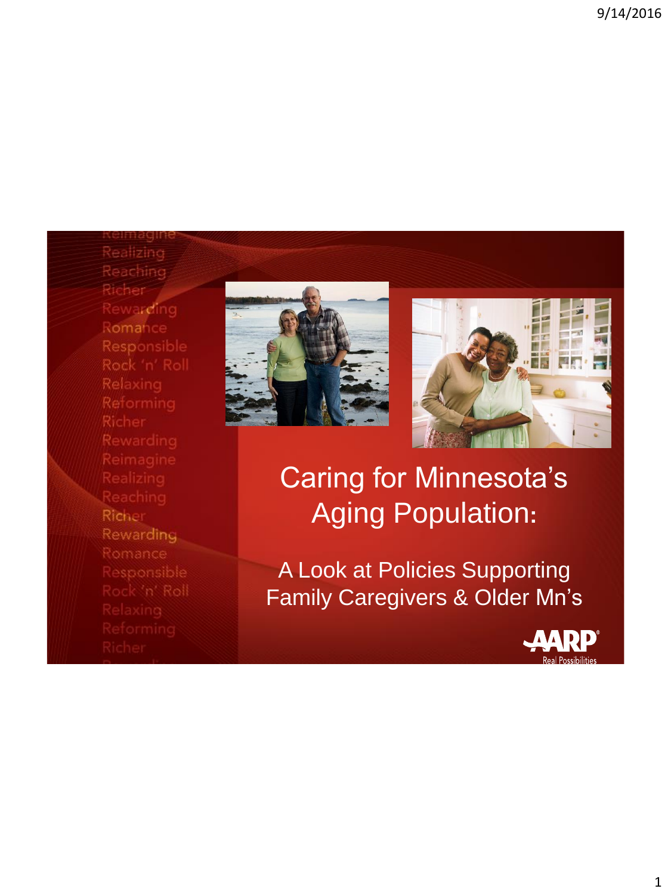# Caring for Minnesota's Aging Population:

## A Look at Policies Supporting Family Caregivers & Older Mn's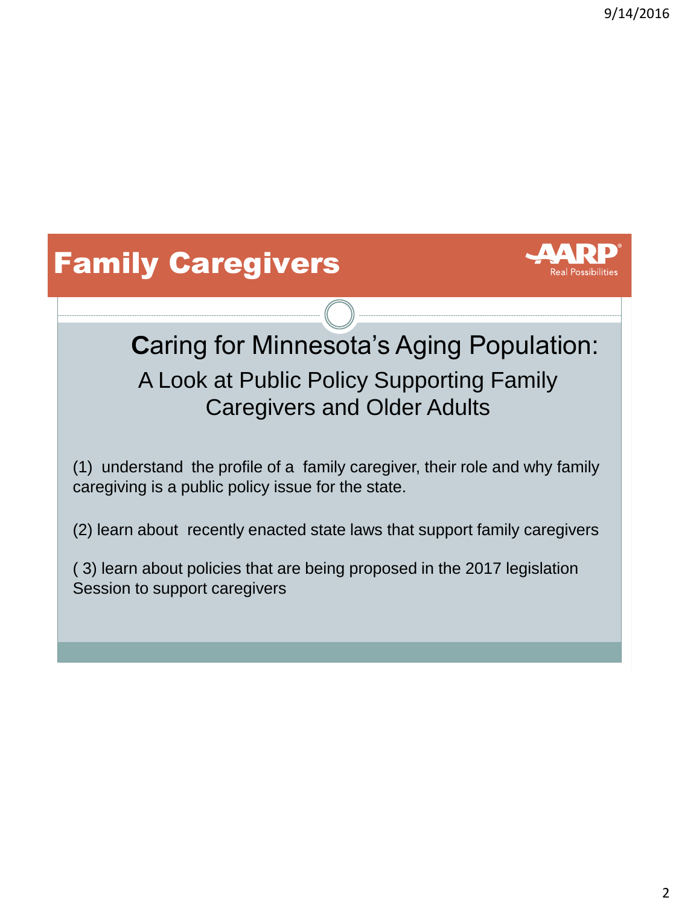# Family Caregivers

AARP Real Possibilities

## Caring for Minnesota's Aging Population:

### A Look at Public Policy Supporting Family Caregivers and Older Adults

(1) understand the profile of a family caregiver, their role and why family caregiving is a public policy issue for the state.

(2) learn about recently enacted state laws that support family caregivers

( 3) learn about policies that are being proposed in the 2017 legislation Session to support caregivers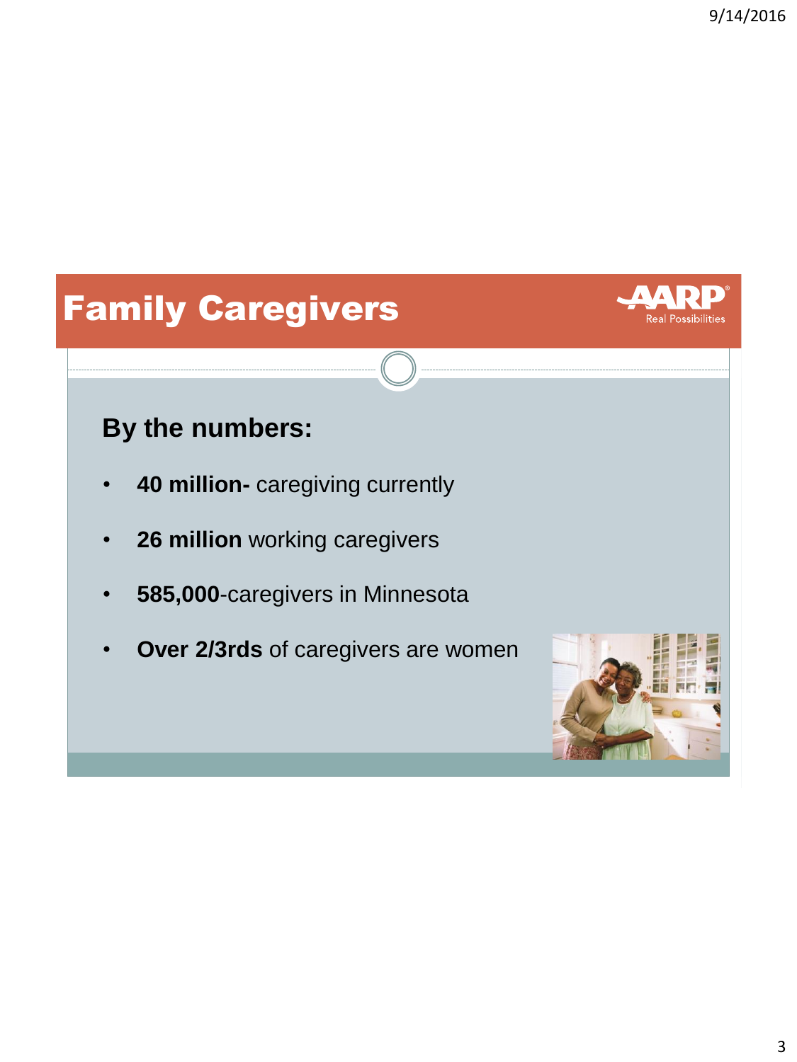# Family Caregivers

AARP Real Possibilities

## By the numbers:

- **40 million-** caregiving currently
- **26 million** working caregivers
- **585,000**-caregivers in Minnesota
- **Over 2/3rds** of caregivers are women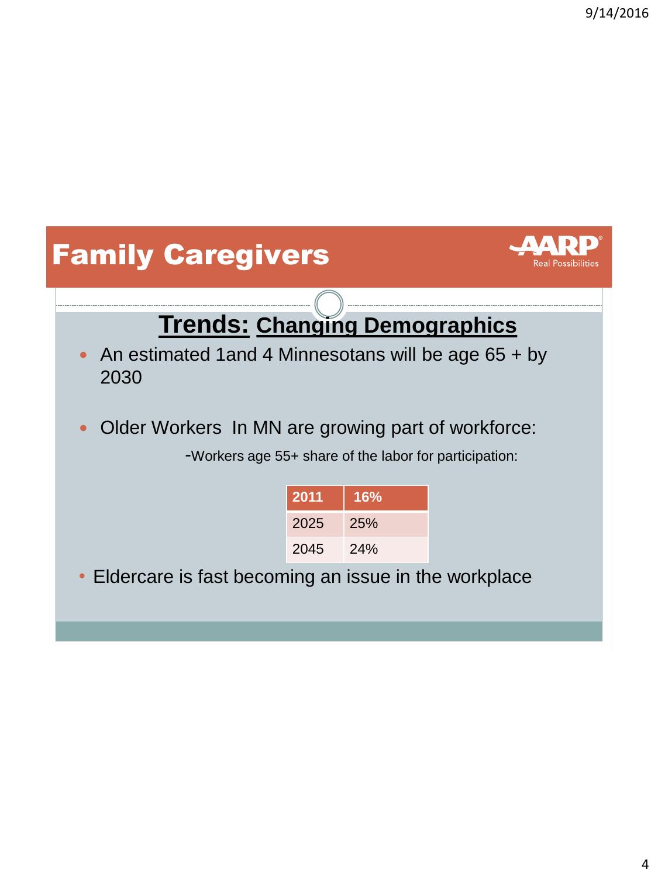# Family Caregivers

## Trends: Changing Demographics

- An estimated 1and 4 Minnesotans will be age 65 + by 2030

- Older Workers In MN are growing part of workforce:

  -Workers age 55+ share of the labor for participation:

| 2011 | 16% |
|---|---|
| 2025 | 25% |
| 2045 | 24% |

- Eldercare is fast becoming an issue in the workplace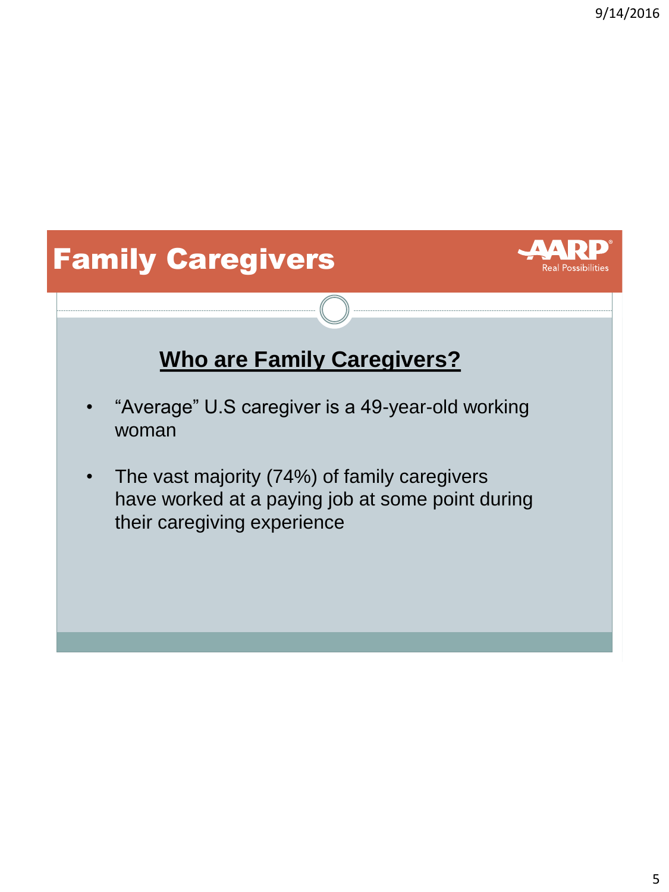# Family Caregivers

AARP Real Possibilities

## Who are Family Caregivers?

- "Average" U.S caregiver is a 49-year-old working woman
- The vast majority (74%) of family caregivers have worked at a paying job at some point during their caregiving experience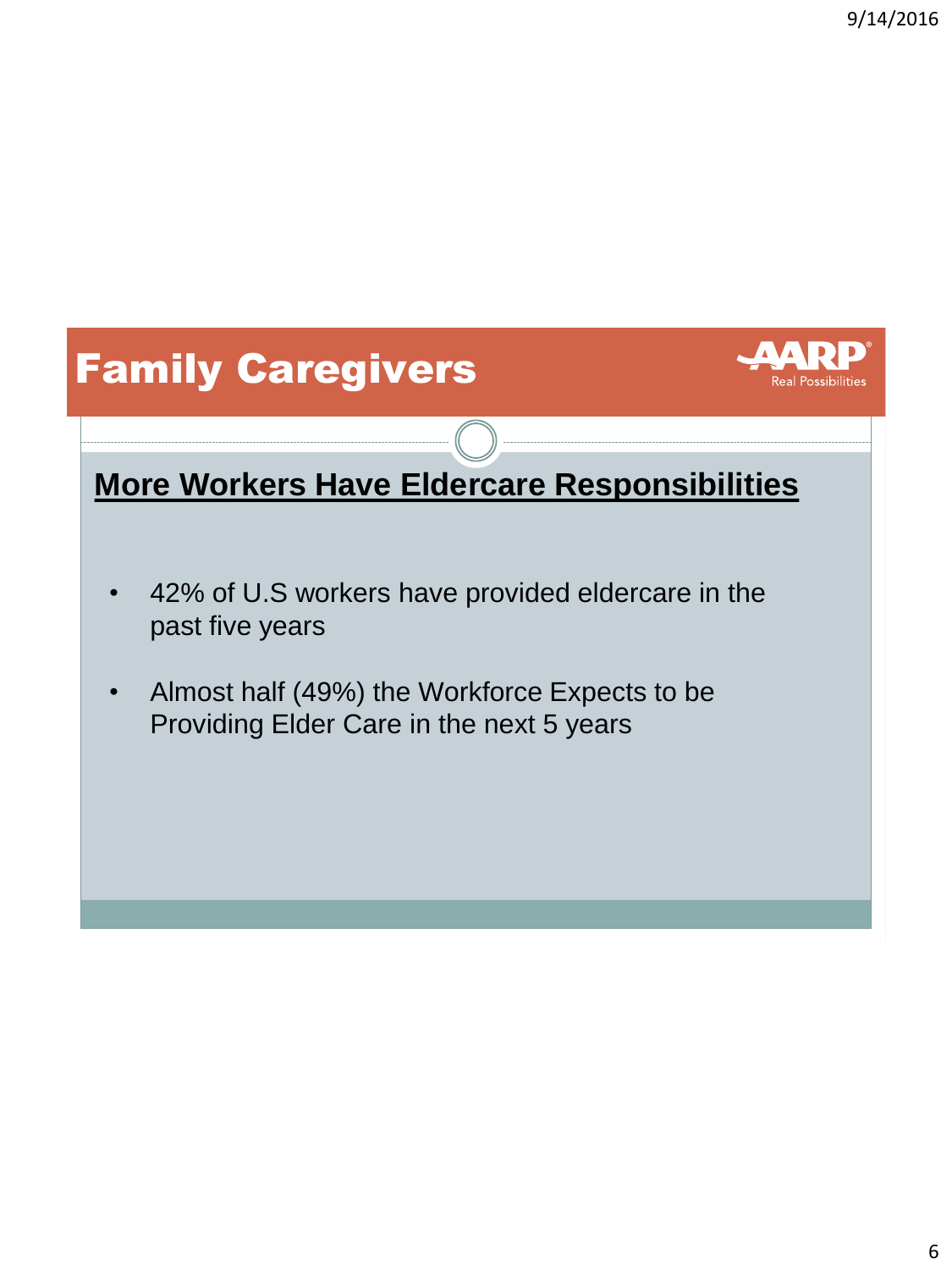# Family Caregivers

AARP Real Possibilities

## More Workers Have Eldercare Responsibilities

- 42% of U.S workers have provided eldercare in the past five years
- Almost half (49%) the Workforce Expects to be Providing Elder Care in the next 5 years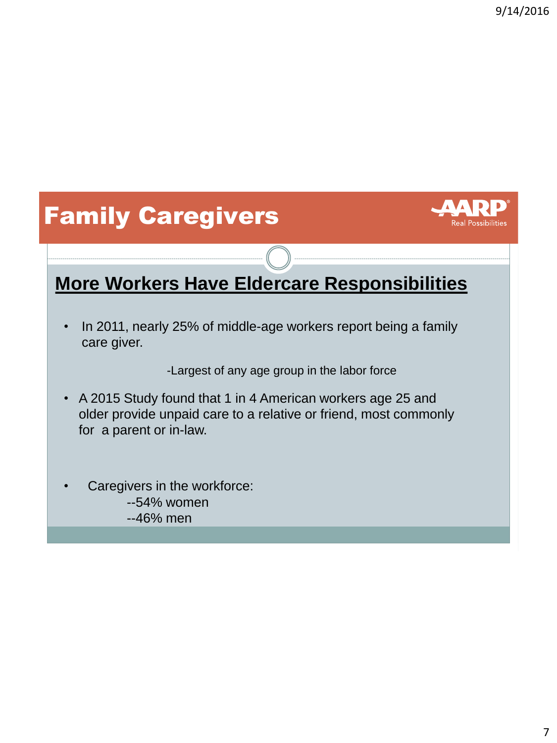# Family Caregivers

AARP Real Possibilities

## More Workers Have Eldercare Responsibilities

- In 2011, nearly 25% of middle-age workers report being a family care giver.

  -Largest of any age group in the labor force

- A 2015 Study found that 1 in 4 American workers age 25 and older provide unpaid care to a relative or friend, most commonly for a parent or in-law.

- Caregivers in the workforce:
  - --54% women
  - --46% men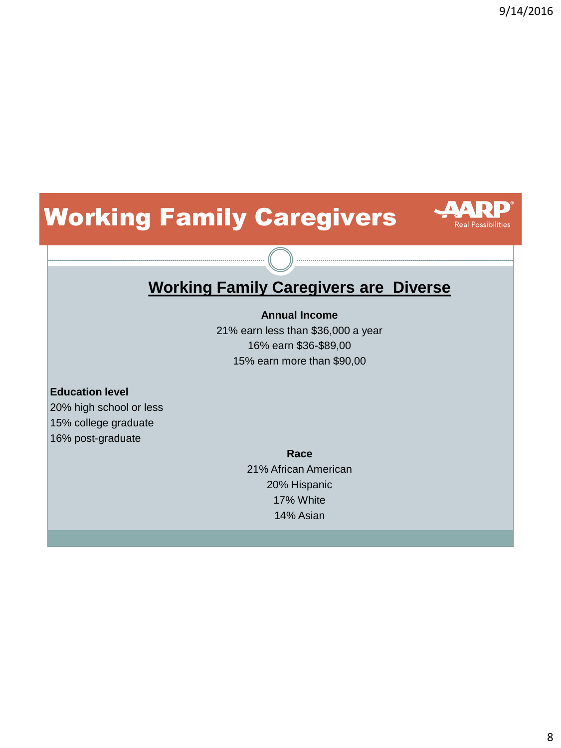# Working Family Caregivers

## Working Family Caregivers are Diverse

**Annual Income**

21% earn less than $36,000 a year

16% earn $36-$89,00

15% earn more than $90,00

**Education level**

20% high school or less

15% college graduate

16% post-graduate

**Race**

21% African American

20% Hispanic

17% White

14% Asian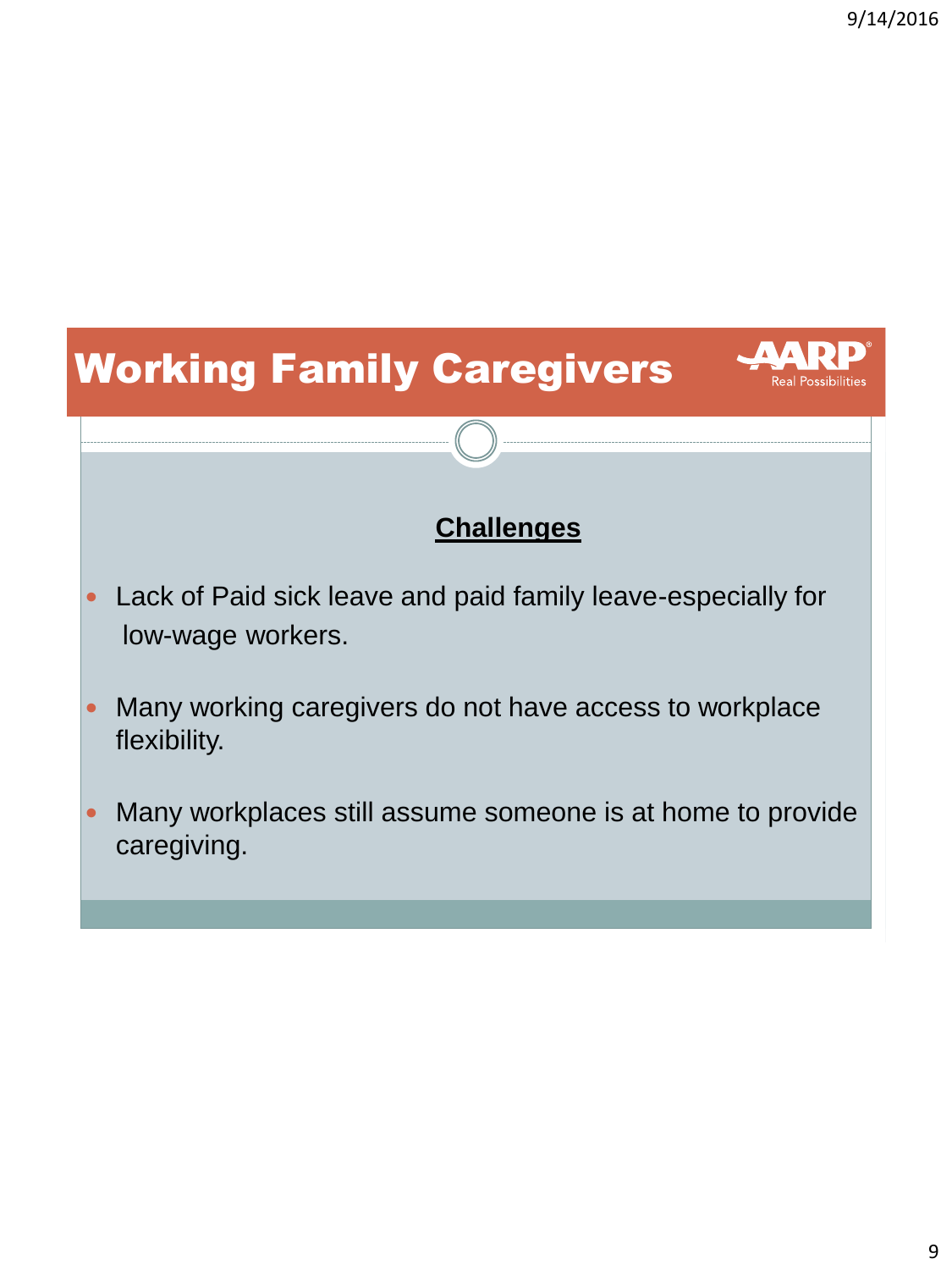# Working Family Caregivers

AARP Real Possibilities

**Challenges**

- Lack of Paid sick leave and paid family leave-especially for low-wage workers.
- Many working caregivers do not have access to workplace flexibility.
- Many workplaces still assume someone is at home to provide caregiving.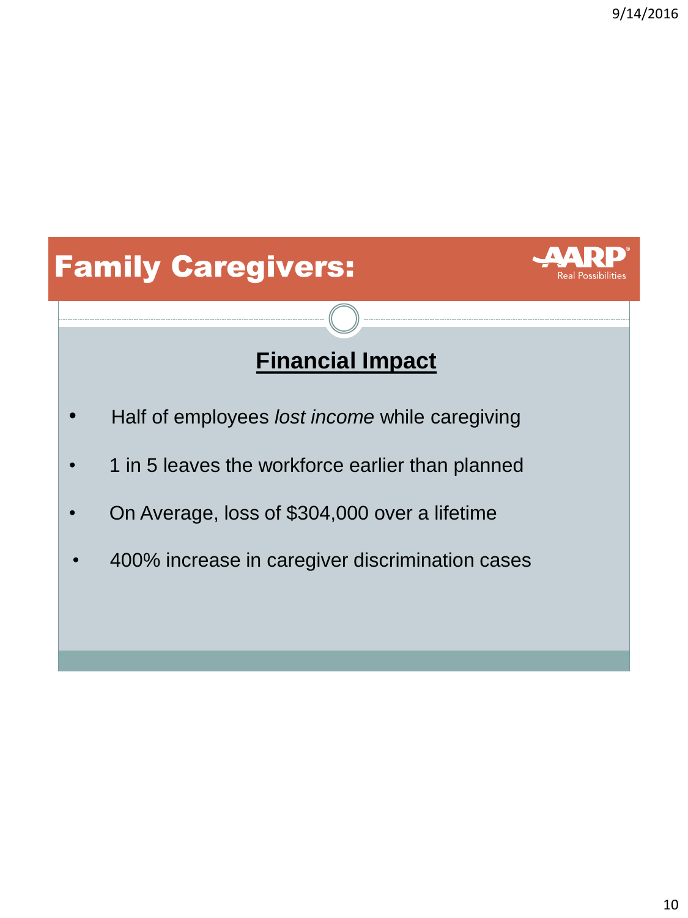# Family Caregivers:

AARP Real Possibilities

## Financial Impact

- Half of employees *lost income* while caregiving
- 1 in 5 leaves the workforce earlier than planned
- On Average, loss of $304,000 over a lifetime
- 400% increase in caregiver discrimination cases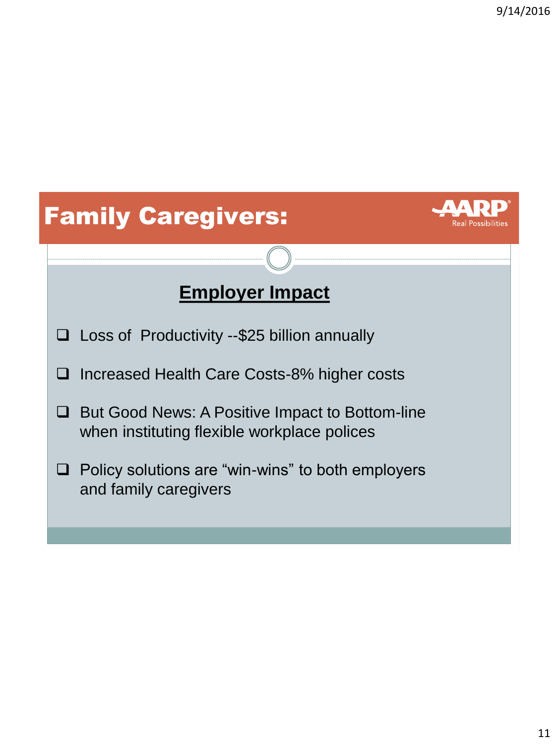# Family Caregivers:

AARP Real Possibilities

## Employer Impact

- Loss of Productivity --$25 billion annually
- Increased Health Care Costs-8% higher costs
- But Good News: A Positive Impact to Bottom-line when instituting flexible workplace polices
- Policy solutions are "win-wins" to both employers and family caregivers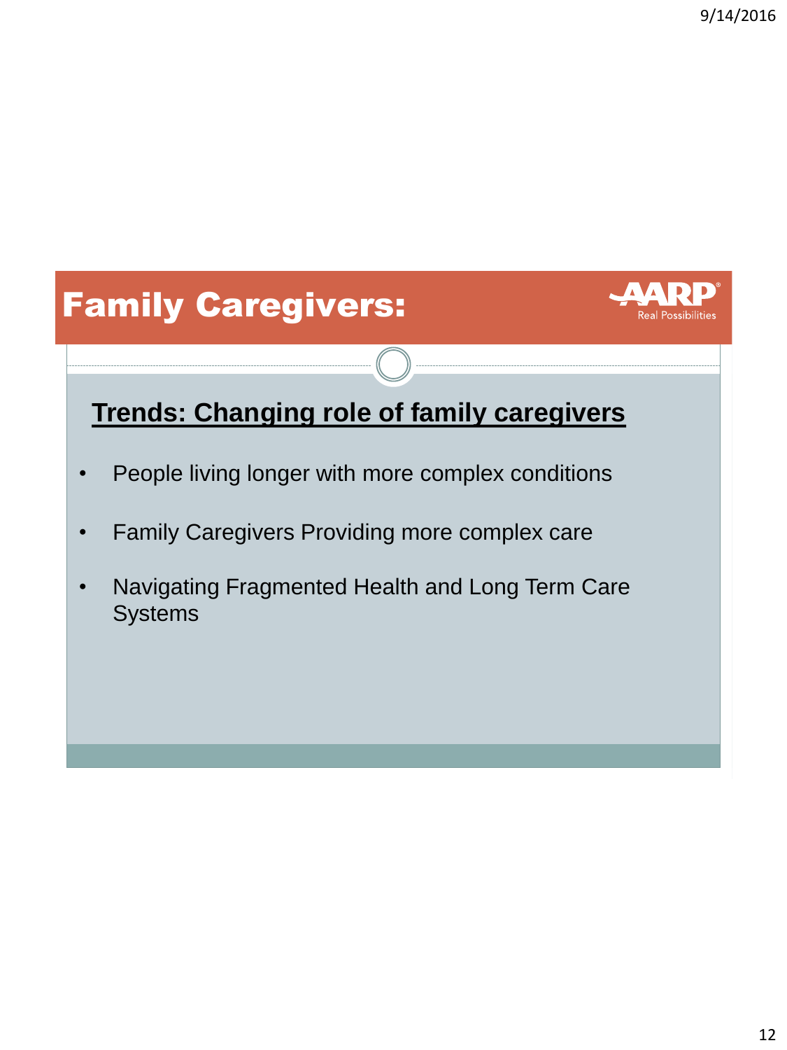# Family Caregivers:

AARP Real Possibilities

## Trends: Changing role of family caregivers

- People living longer with more complex conditions
- Family Caregivers Providing more complex care
- Navigating Fragmented Health and Long Term Care Systems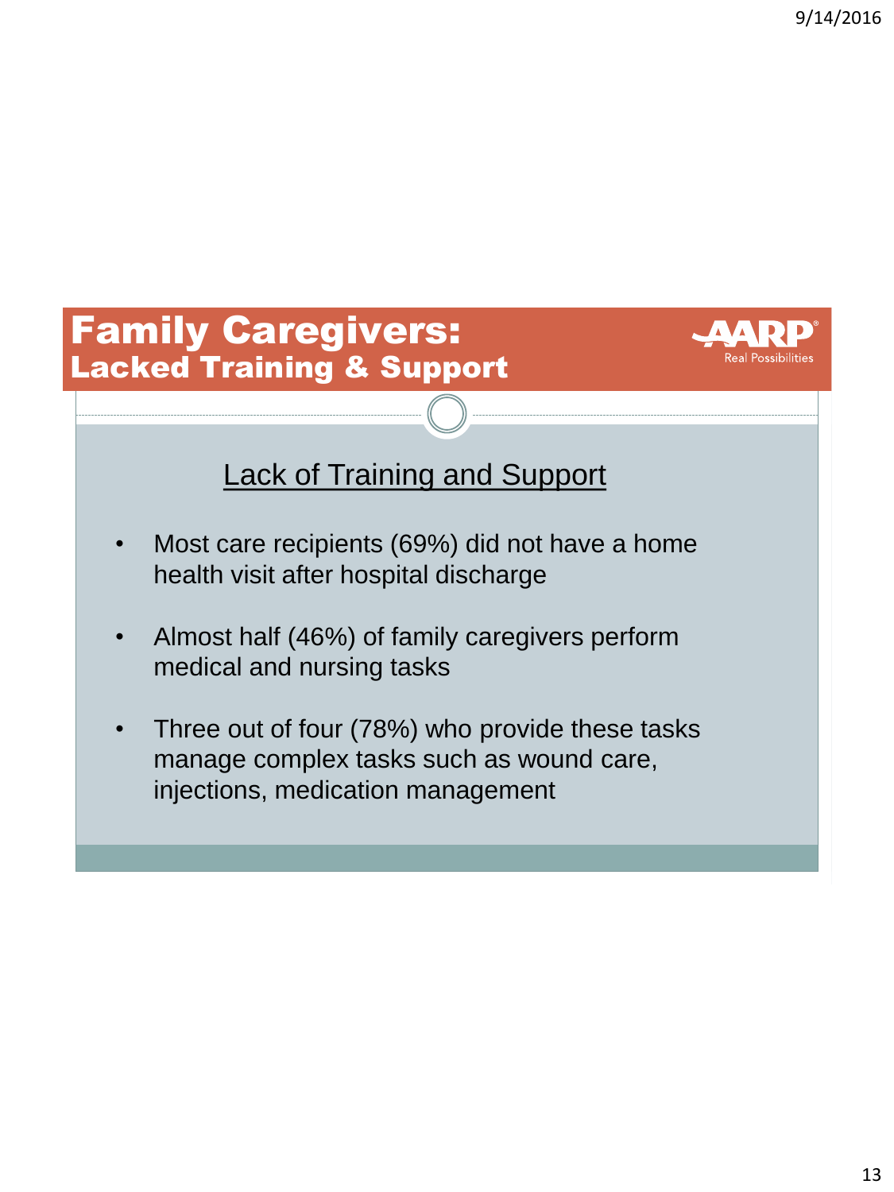# Family Caregivers: Lacked Training & Support

AARP Real Possibilities

## Lack of Training and Support

- Most care recipients (69%) did not have a home health visit after hospital discharge
- Almost half (46%) of family caregivers perform medical and nursing tasks
- Three out of four (78%) who provide these tasks manage complex tasks such as wound care, injections, medication management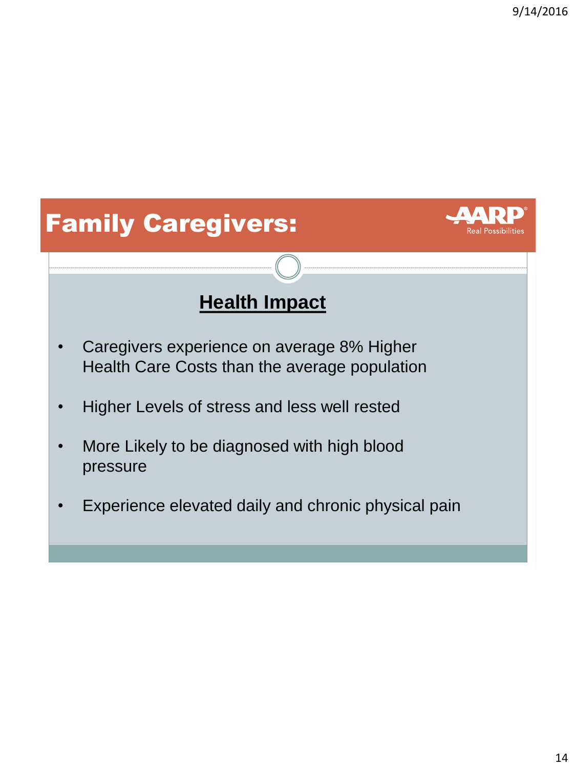# Family Caregivers:

AARP Real Possibilities

## Health Impact

- Caregivers experience on average 8% Higher Health Care Costs than the average population
- Higher Levels of stress and less well rested
- More Likely to be diagnosed with high blood pressure
- Experience elevated daily and chronic physical pain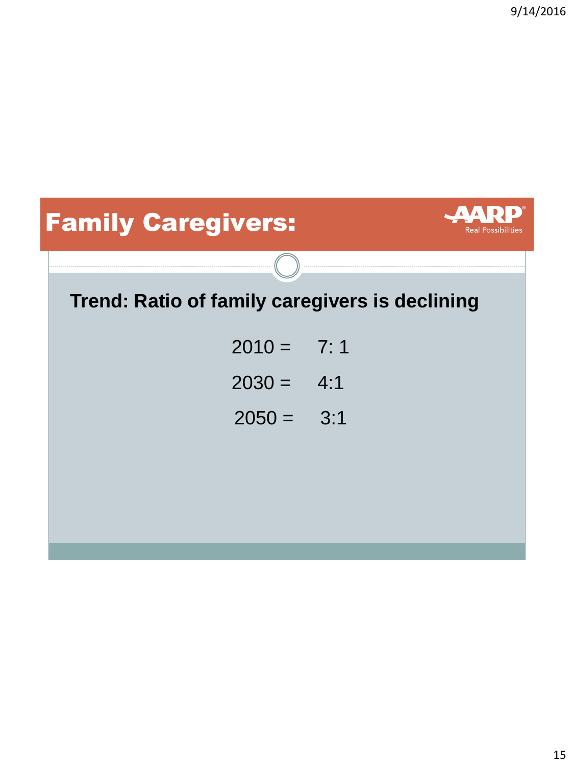# Family Caregivers:

AARP Real Possibilities

**Trend: Ratio of family caregivers is declining**

2010 = 7: 1

2030 = 4:1

2050 = 3:1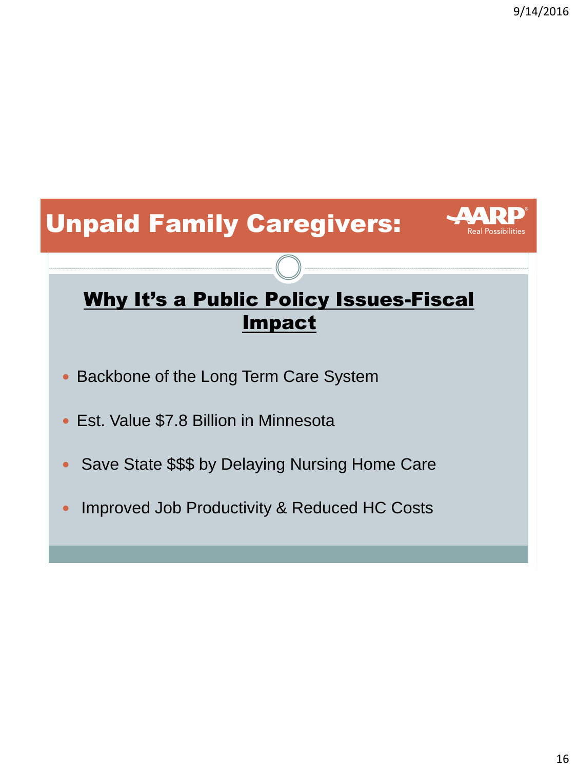# Unpaid Family Caregivers:

## **Why It's a Public Policy Issues-Fiscal Impact**

- Backbone of the Long Term Care System
- Est. Value $7.8 Billion in Minnesota
- Save State $$$ by Delaying Nursing Home Care
- Improved Job Productivity & Reduced HC Costs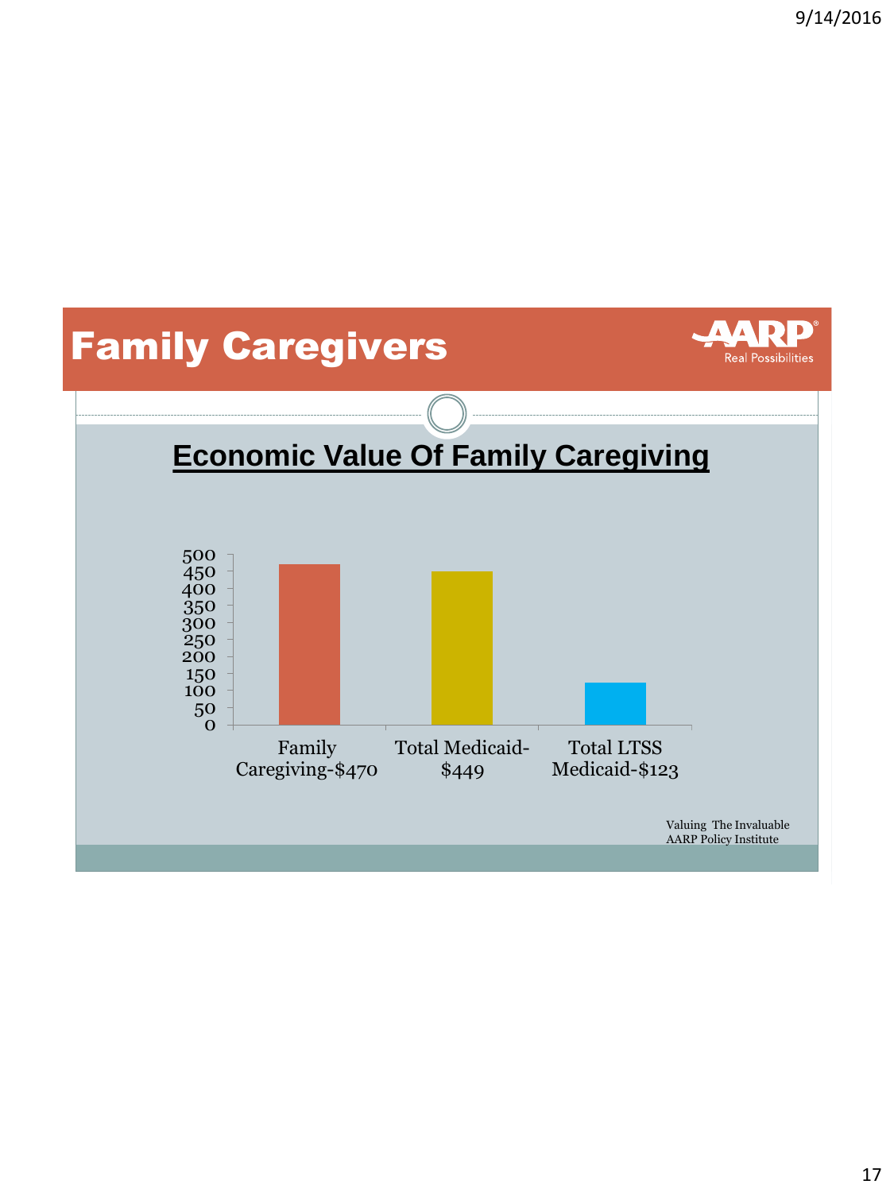# Family Caregivers

AARP Real Possibilities

## Economic Value Of Family Caregiving

| Category | Value |
|---|---|
| Family Caregiving-$470 | 470 |
| Total Medicaid-$449 | 449 |
| Total LTSS Medicaid-$123 | 123 |

Valuing The Invaluable
AARP Policy Institute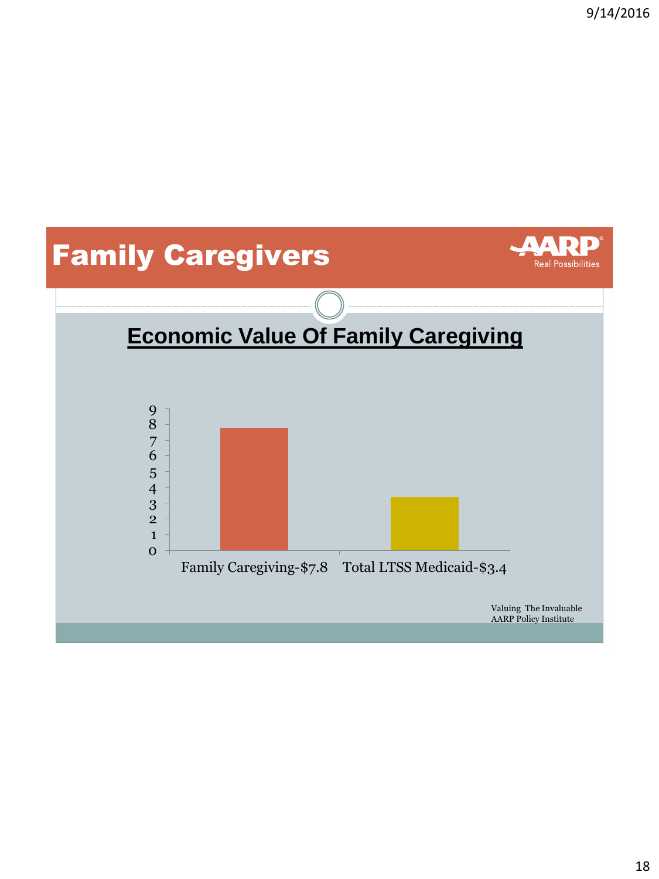# Family Caregivers

AARP Real Possibilities

## Economic Value Of Family Caregiving

| Category | Value |
| --- | --- |
| Family Caregiving-$7.8 | 7.8 |
| Total LTSS Medicaid-$3.4 | 3.4 |

Valuing The Invaluable
AARP Policy Institute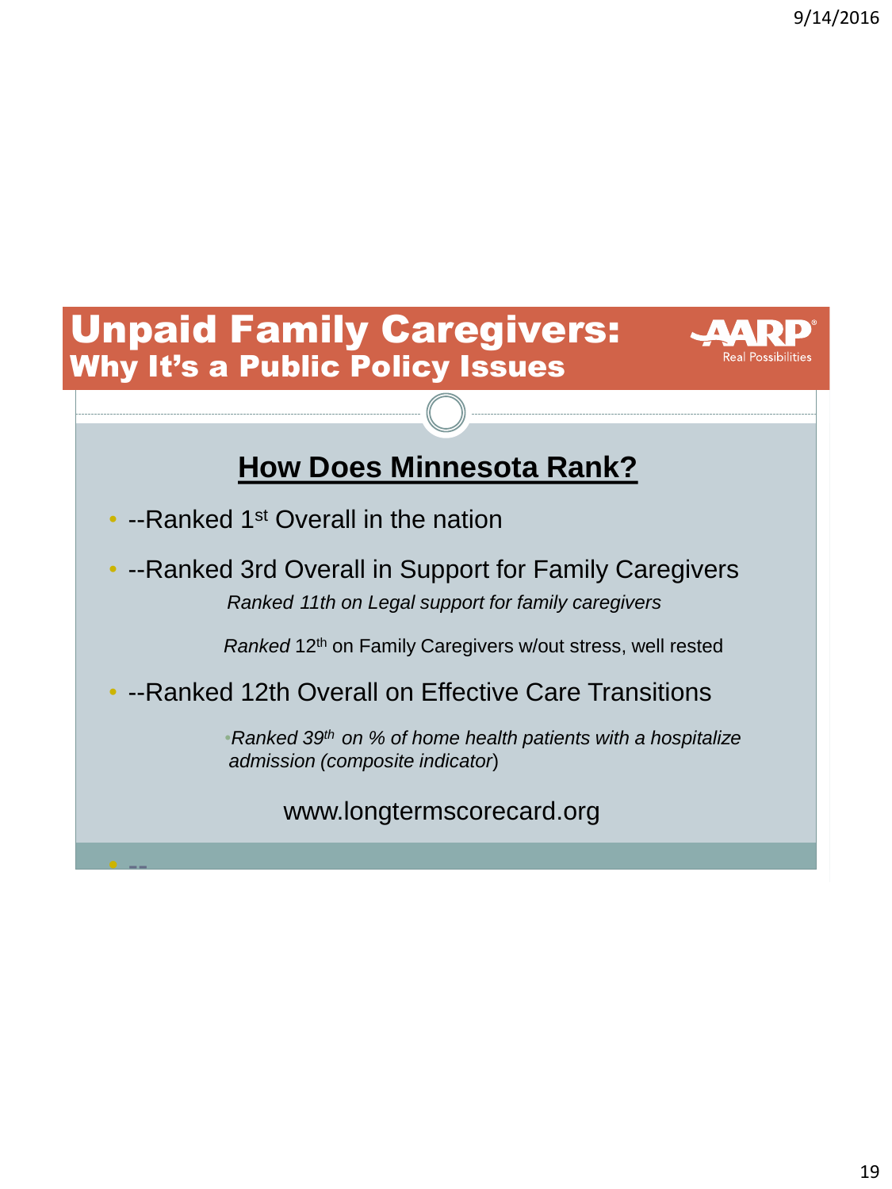# Unpaid Family Caregivers:
## Why It's a Public Policy Issues

AARP Real Possibilities

### **How Does Minnesota Rank?**

- --Ranked 1st Overall in the nation
- --Ranked 3rd Overall in Support for Family Caregivers

  *Ranked 11th on Legal support for family caregivers*

  *Ranked* 12th on Family Caregivers w/out stress, well rested
- --Ranked 12th Overall on Effective Care Transitions
  - *Ranked 39th on % of home health patients with a hospitalize admission (composite indicator)*

www.longtermscorecard.org

- --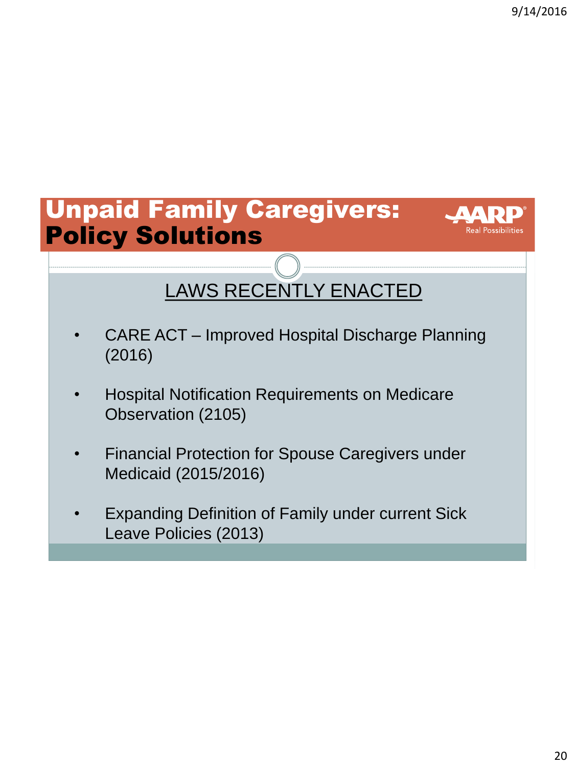# Unpaid Family Caregivers: Policy Solutions

AARP Real Possibilities

## LAWS RECENTLY ENACTED

- CARE ACT – Improved Hospital Discharge Planning (2016)
- Hospital Notification Requirements on Medicare Observation (2105)
- Financial Protection for Spouse Caregivers under Medicaid (2015/2016)
- Expanding Definition of Family under current Sick Leave Policies (2013)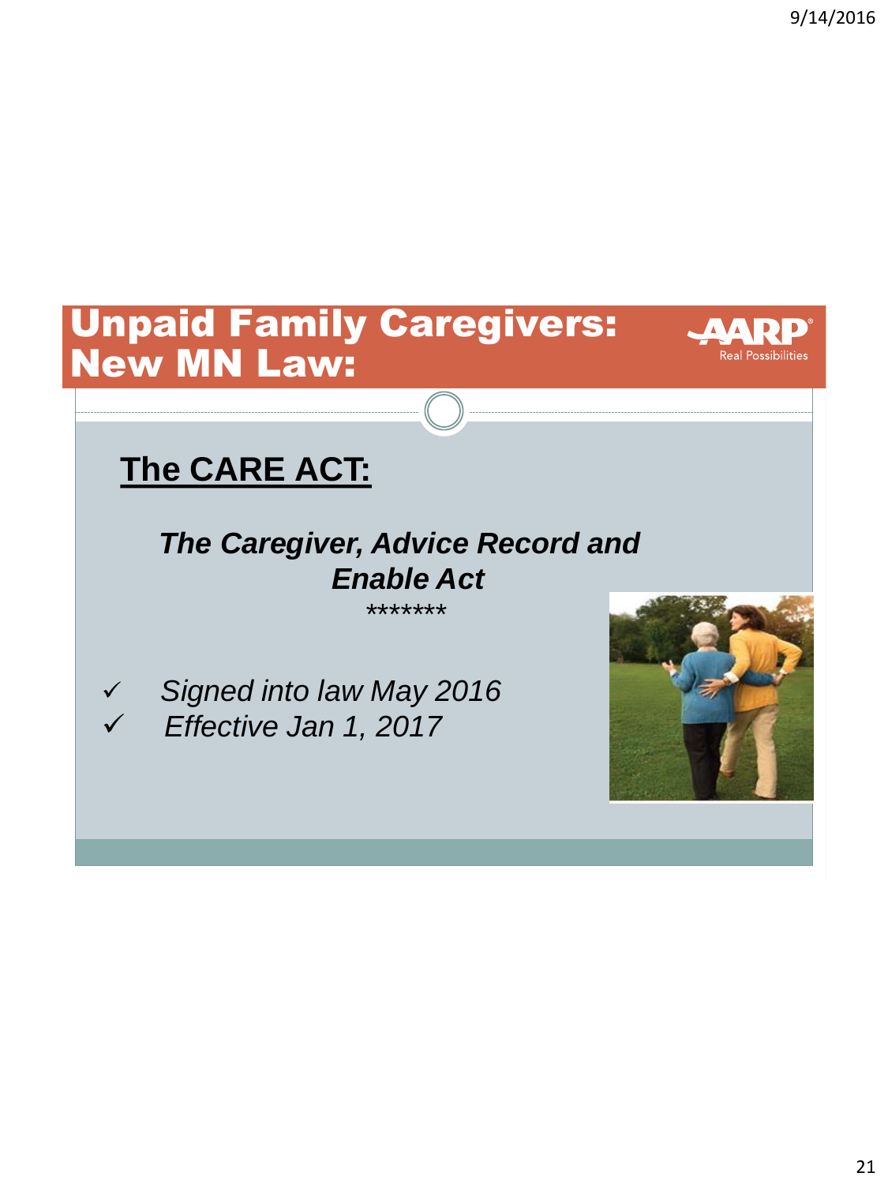# Unpaid Family Caregivers: New MN Law:

AARP Real Possibilities

## The CARE ACT:

***The Caregiver, Advice Record and Enable Act***

*******

- ✓ *Signed into law May 2016*
- ✓ *Effective Jan 1, 2017*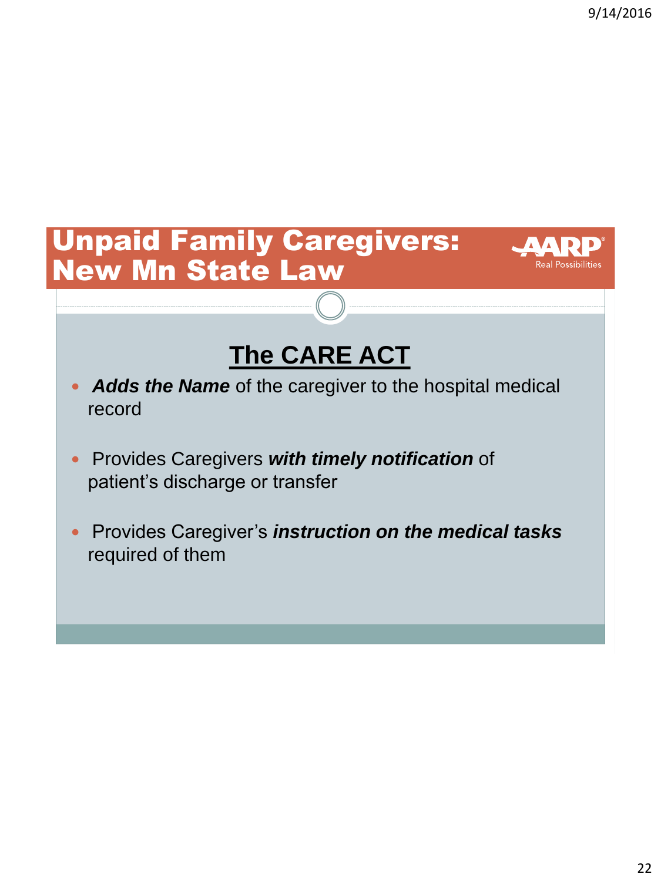# Unpaid Family Caregivers: New Mn State Law

AARP Real Possibilities

## The CARE ACT

- ***Adds the Name*** of the caregiver to the hospital medical record
- Provides Caregivers ***with timely notification*** of patient's discharge or transfer
- Provides Caregiver's ***instruction on the medical tasks*** required of them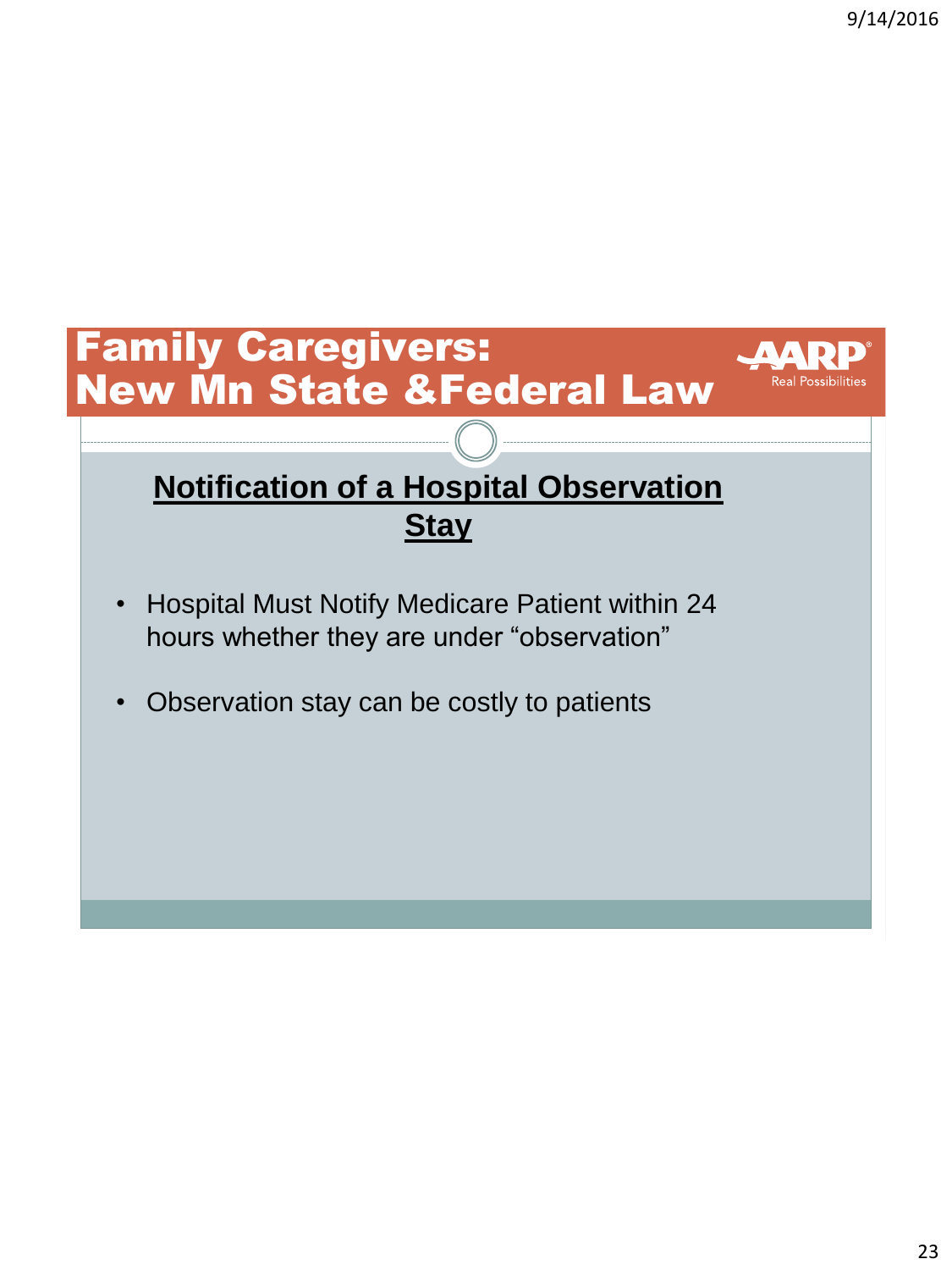# Family Caregivers: New Mn State &Federal Law

## Notification of a Hospital Observation Stay

- Hospital Must Notify Medicare Patient within 24 hours whether they are under "observation"
- Observation stay can be costly to patients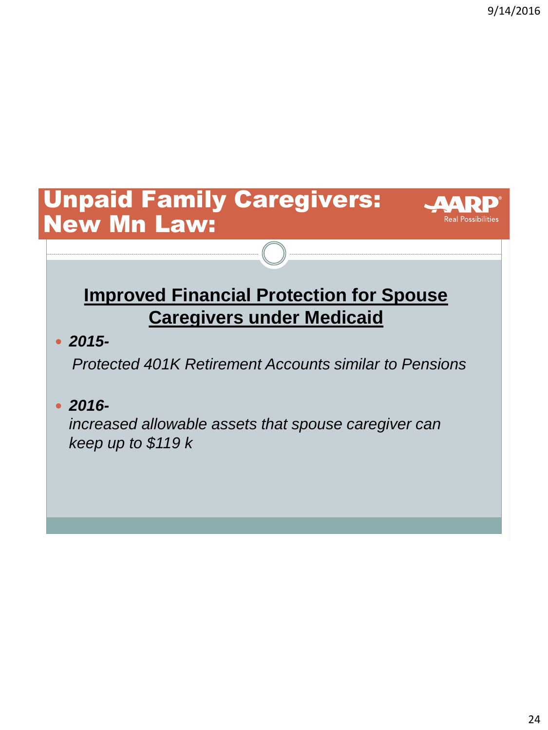# Unpaid Family Caregivers: New Mn Law:

AARP Real Possibilities

## Improved Financial Protection for Spouse Caregivers under Medicaid

- ***2015-***

  *Protected 401K Retirement Accounts similar to Pensions*

- ***2016-***

  *increased allowable assets that spouse caregiver can keep up to $119 k*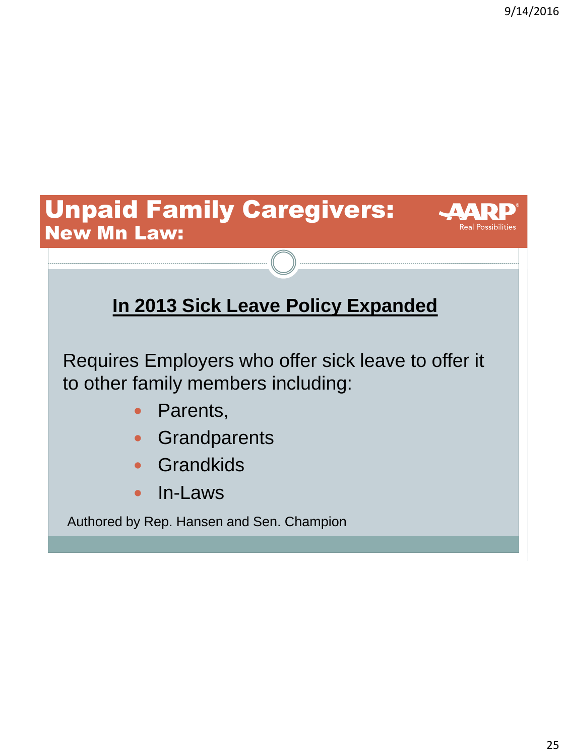# Unpaid Family Caregivers:
## New Mn Law:

AARP Real Possibilities

### In 2013 Sick Leave Policy Expanded

Requires Employers who offer sick leave to offer it to other family members including:

- Parents,
- Grandparents
- Grandkids
- In-Laws

Authored by Rep. Hansen and Sen. Champion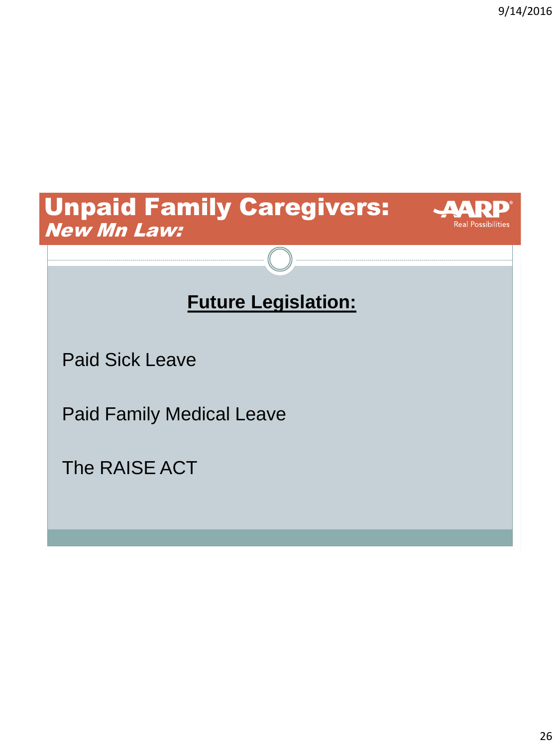# Unpaid Family Caregivers:

***New Mn Law:***

AARP Real Possibilities

## Future Legislation:

Paid Sick Leave

Paid Family Medical Leave

The RAISE ACT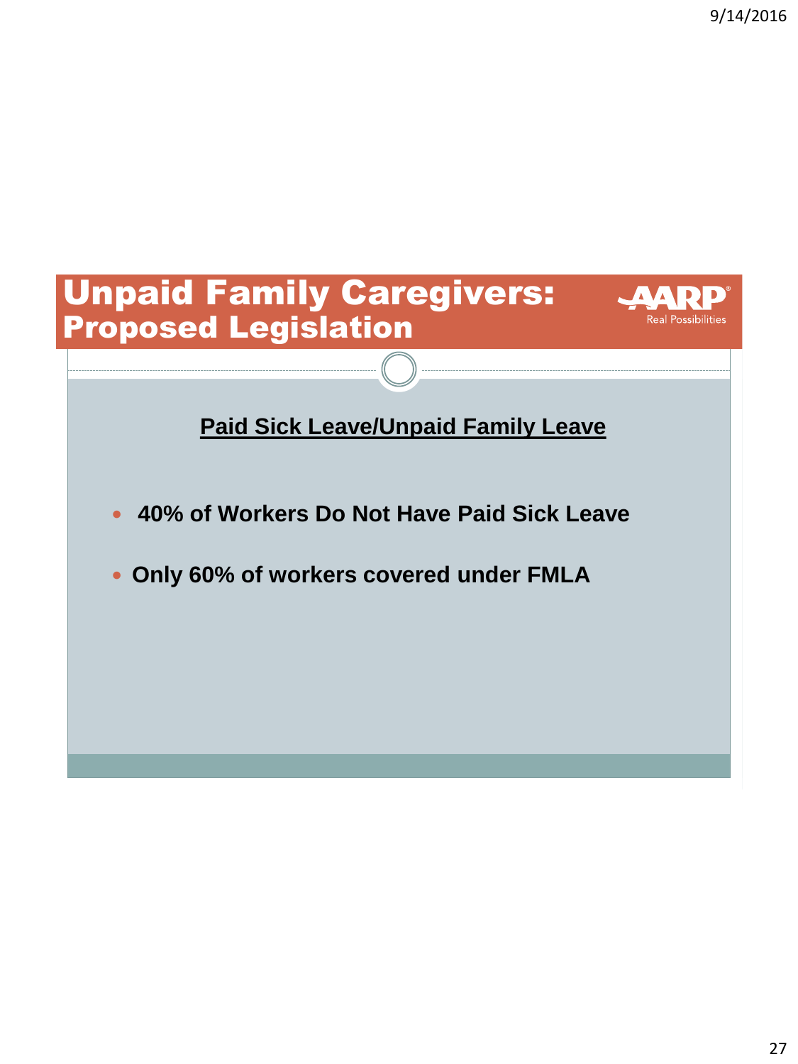# Unpaid Family Caregivers: Proposed Legislation

AARP Real Possibilities

**Paid Sick Leave/Unpaid Family Leave**

- **40% of Workers Do Not Have Paid Sick Leave**
- **Only 60% of workers covered under FMLA**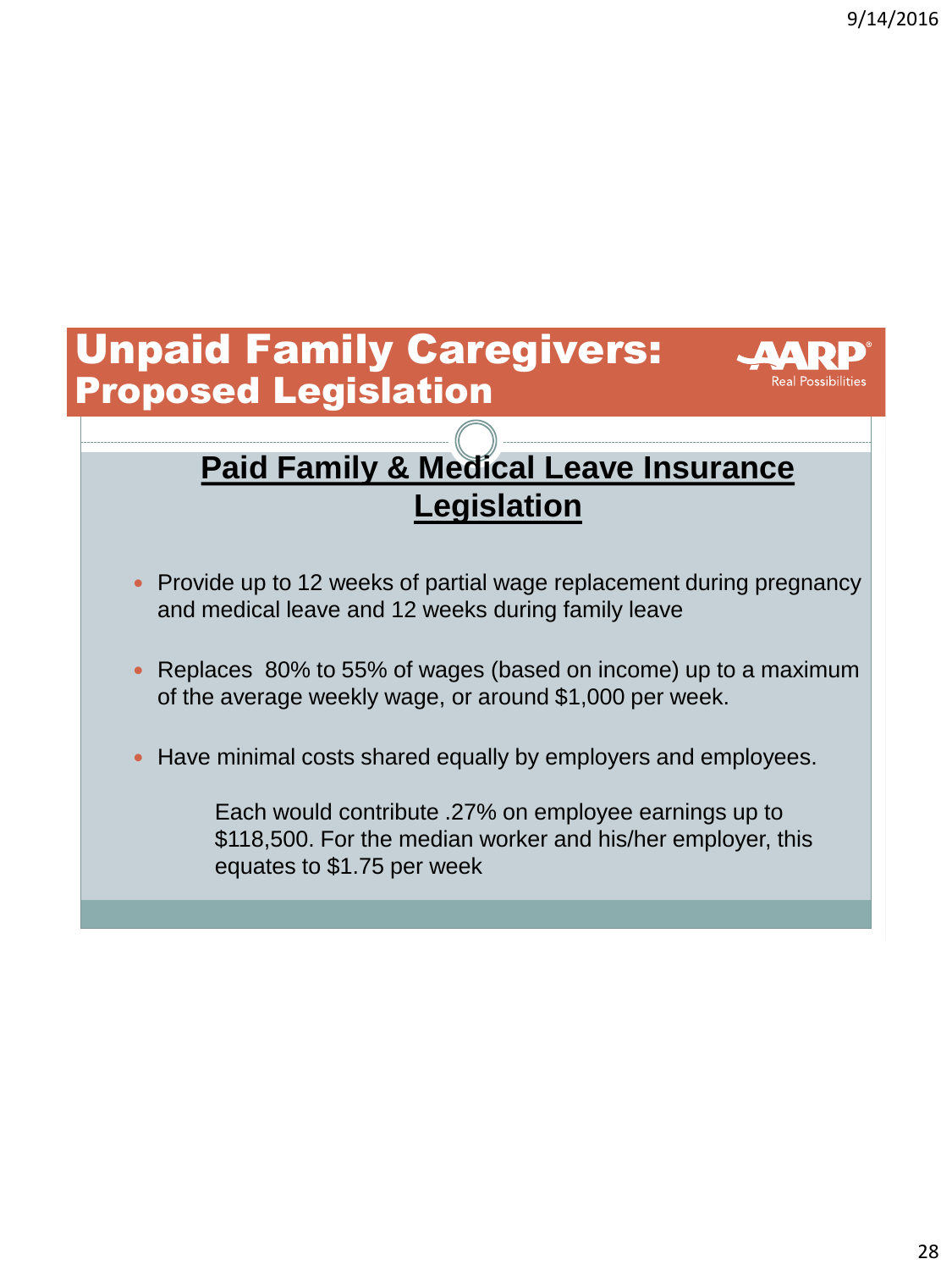# Unpaid Family Caregivers: Proposed Legislation

AARP Real Possibilities

## Paid Family & Medical Leave Insurance Legislation

- Provide up to 12 weeks of partial wage replacement during pregnancy and medical leave and 12 weeks during family leave
- Replaces 80% to 55% of wages (based on income) up to a maximum of the average weekly wage, or around $1,000 per week.
- Have minimal costs shared equally by employers and employees.

  Each would contribute .27% on employee earnings up to $118,500. For the median worker and his/her employer, this equates to $1.75 per week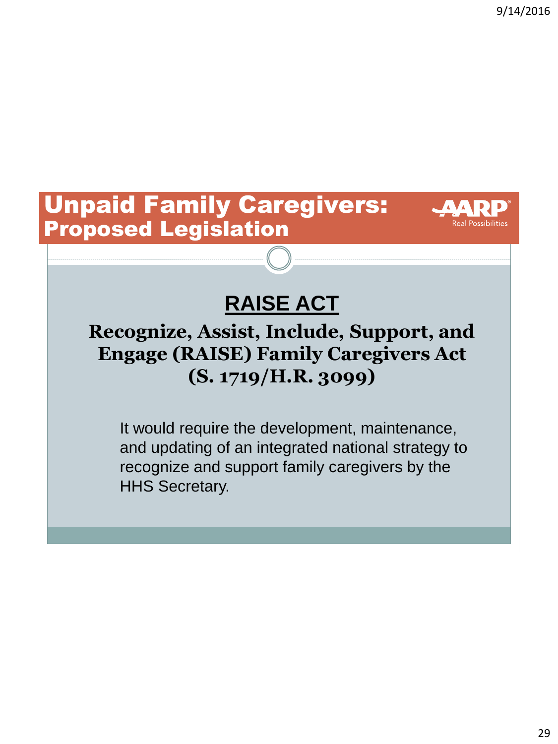# Unpaid Family Caregivers: Proposed Legislation

AARP Real Possibilities

## RAISE ACT

### Recognize, Assist, Include, Support, and Engage (RAISE) Family Caregivers Act (S. 1719/H.R. 3099)

It would require the development, maintenance, and updating of an integrated national strategy to recognize and support family caregivers by the HHS Secretary.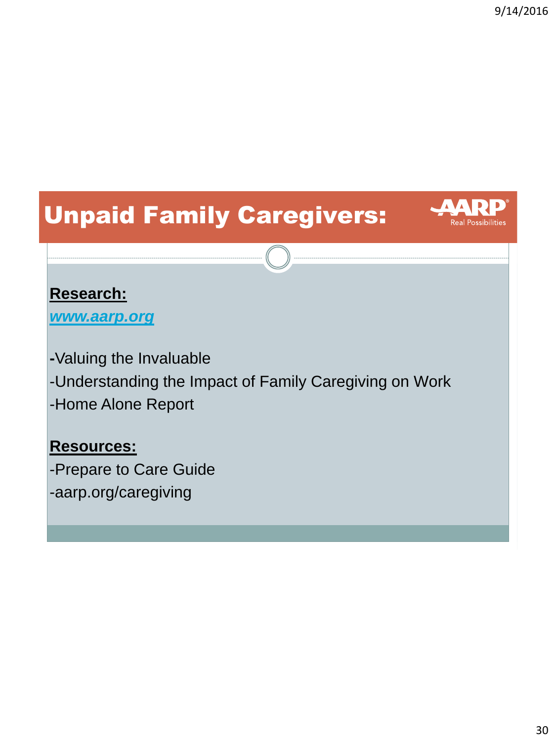# Unpaid Family Caregivers:

AARP Real Possibilities

**Research:**

***www.aarp.org***

-Valuing the Invaluable

-Understanding the Impact of Family Caregiving on Work

-Home Alone Report

**Resources:**

-Prepare to Care Guide

-aarp.org/caregiving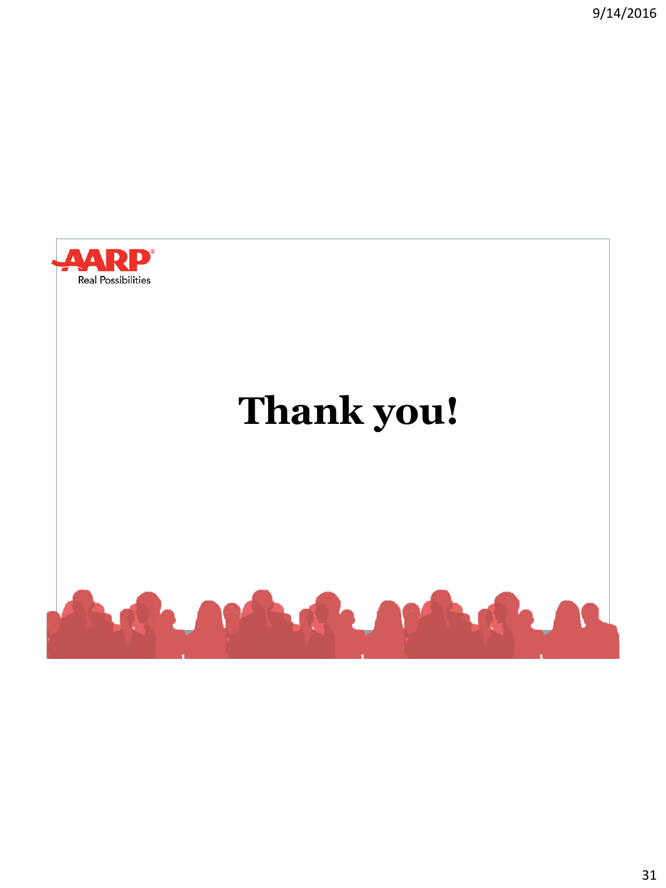AARP
Real Possibilities

# Thank you!